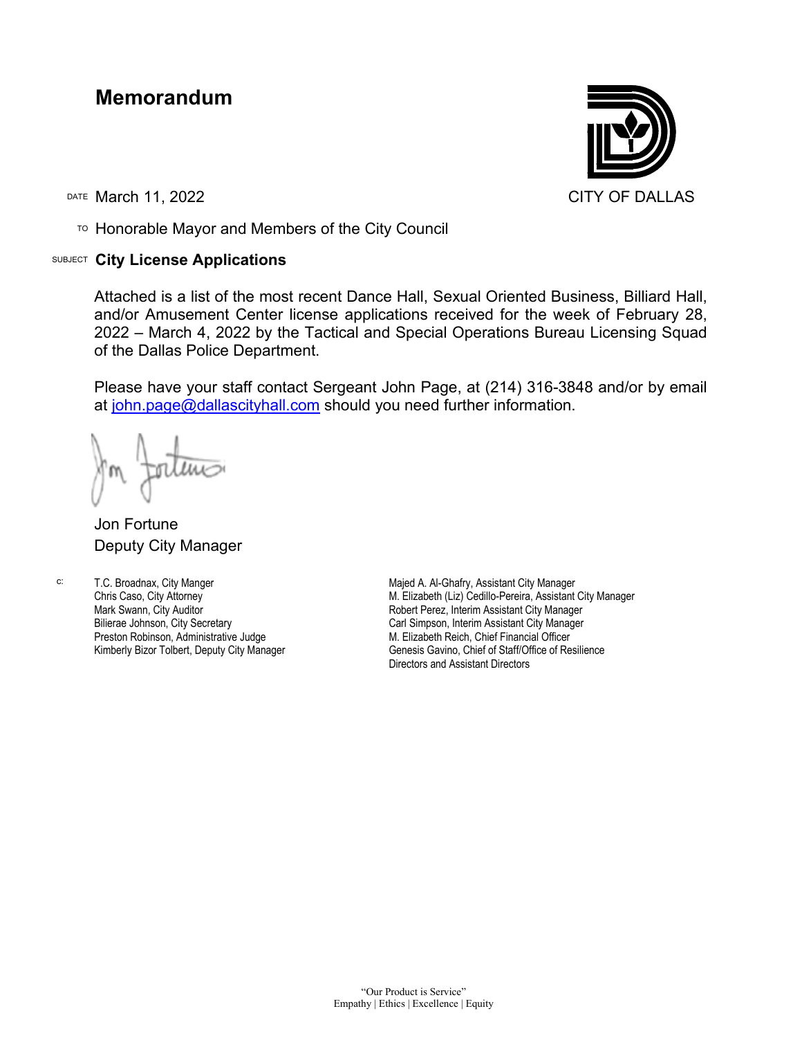# Memorandum

CITY OF DALLAS

DATE March 11, 2022

TO Honorable Mayor and Members of the City Council

SUBJECT **City License Applications**

Attached is a list of the most recent Dance Hall, Sexual Oriented Business, Billiard Hall, and/or Amusement Center license applications received for the week of February 28, 2022 – March 4, 2022 by the Tactical and Special Operations Bureau Licensing Squad of the Dallas Police Department.

Please have your staff contact Sergeant John Page, at (214) 316-3848 and/or by email at john.page@dallascityhall.com should you need further information.

Jon Fortune
Deputy City Manager

c:
T.C. Broadnax, City Manger
Chris Caso, City Attorney
Mark Swann, City Auditor
Bilierae Johnson, City Secretary
Preston Robinson, Administrative Judge
Kimberly Bizor Tolbert, Deputy City Manager
Majed A. Al-Ghafry, Assistant City Manager
M. Elizabeth (Liz) Cedillo-Pereira, Assistant City Manager
Robert Perez, Interim Assistant City Manager
Carl Simpson, Interim Assistant City Manager
M. Elizabeth Reich, Chief Financial Officer
Genesis Gavino, Chief of Staff/Office of Resilience
Directors and Assistant Directors

"Our Product is Service"
Empathy | Ethics | Excellence | Equity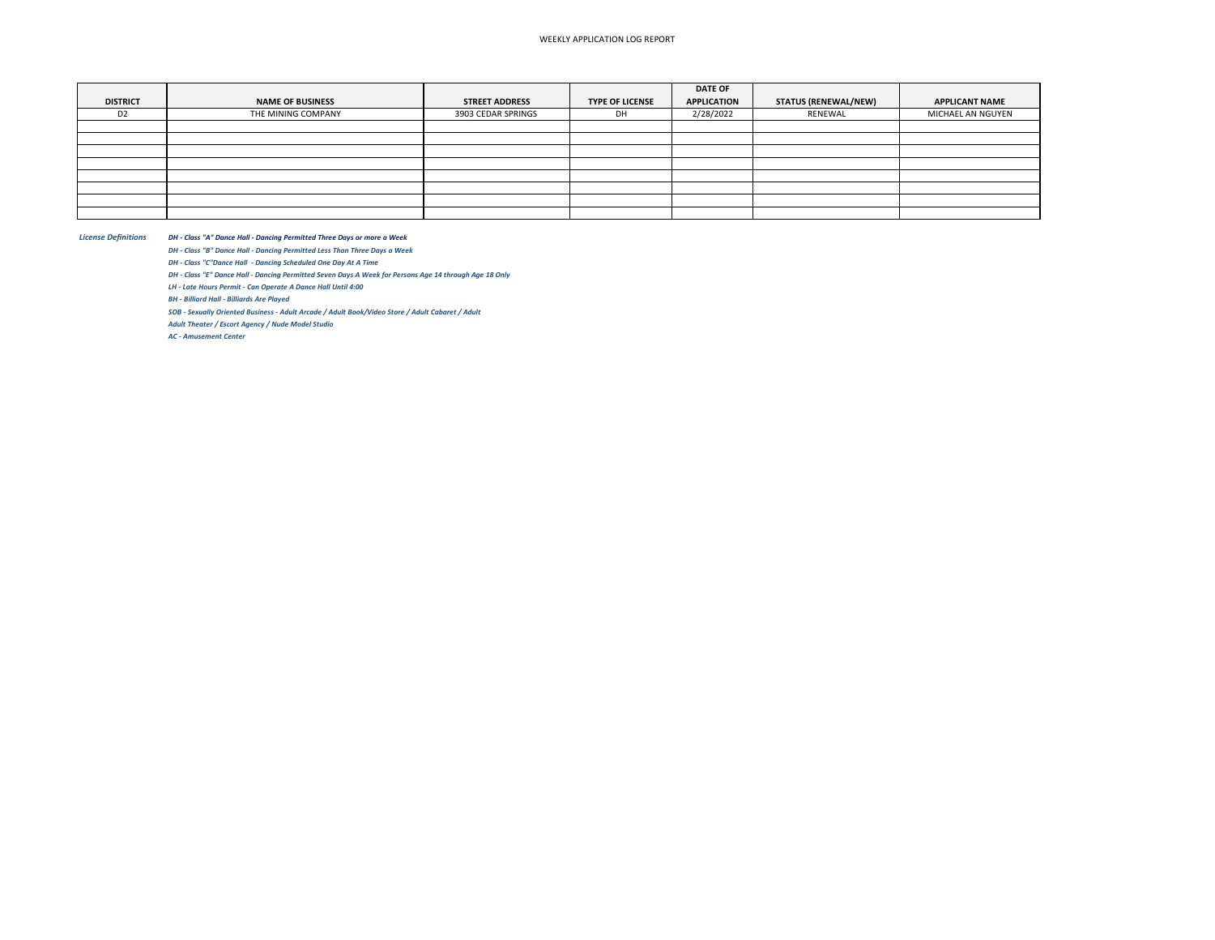WEEKLY APPLICATION LOG REPORT

| DISTRICT | NAME OF BUSINESS | STREET ADDRESS | TYPE OF LICENSE | DATE OF APPLICATION | STATUS (RENEWAL/NEW) | APPLICANT NAME |
|---|---|---|---|---|---|---|
| D2 | THE MINING COMPANY | 3903 CEDAR SPRINGS | DH | 2/28/2022 | RENEWAL | MICHAEL AN NGUYEN |
| | | | | | | |
| | | | | | | |
| | | | | | | |
| | | | | | | |
| | | | | | | |
| | | | | | | |
| | | | | | | |
| | | | | | | |

*License Definitions*

***DH - Class "A" Dance Hall - Dancing Permitted Three Days or more a Week***

*DH - Class "B" Dance Hall - Dancing Permitted Less Than Three Days a Week*

*DH - Class "C"Dance Hall - Dancing Scheduled One Day At A Time*

*DH - Class "E" Dance Hall - Dancing Permitted Seven Days A Week for Persons Age 14 through Age 18 Only*

*LH - Late Hours Permit - Can Operate A Dance Hall Until 4:00*

*BH - Billiard Hall - Billiards Are Played*

*SOB - Sexually Oriented Business - Adult Arcade / Adult Book/Video Store / Adult Cabaret / Adult Adult Theater / Escort Agency / Nude Model Studio*

*AC - Amusement Center*